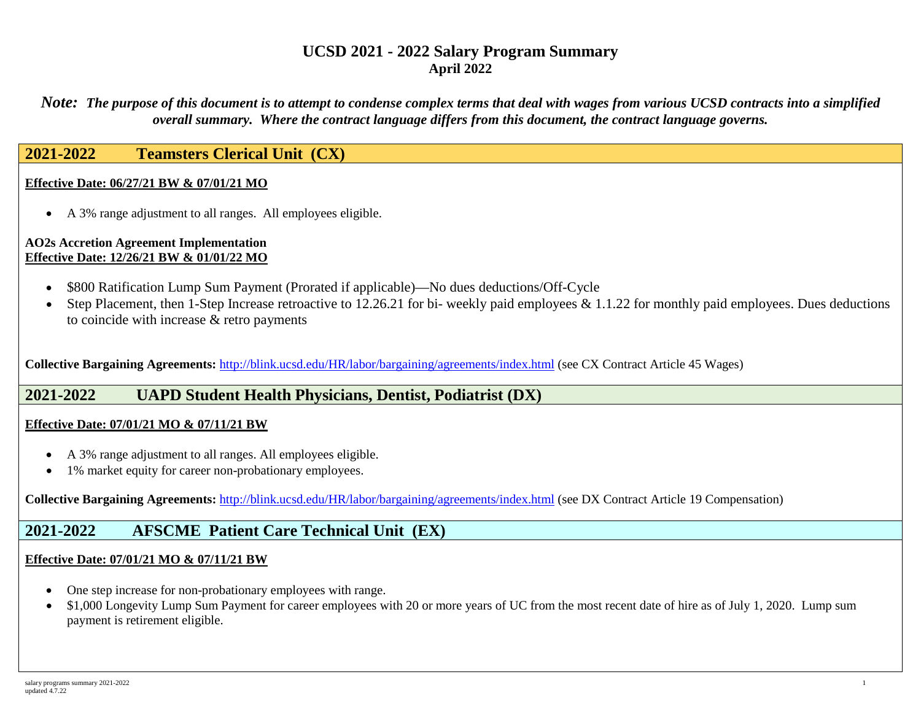# UCSD 2021 - 2022 Salary Program Summary

**April 2022**

***Note:*** ***The purpose of this document is to attempt to condense complex terms that deal with wages from various UCSD contracts into a simplified overall summary. Where the contract language differs from this document, the contract language governs.***

## 2021-2022 Teamsters Clerical Unit (CX)

**Effective Date: 06/27/21 BW & 07/01/21 MO**

- A 3% range adjustment to all ranges. All employees eligible.

**AO2s Accretion Agreement Implementation**
**Effective Date: 12/26/21 BW & 01/01/22 MO**

- $800 Ratification Lump Sum Payment (Prorated if applicable)—No dues deductions/Off-Cycle
- Step Placement, then 1-Step Increase retroactive to 12.26.21 for bi- weekly paid employees & 1.1.22 for monthly paid employees. Dues deductions to coincide with increase & retro payments

**Collective Bargaining Agreements:** http://blink.ucsd.edu/HR/labor/bargaining/agreements/index.html (see CX Contract Article 45 Wages)

## 2021-2022 UAPD Student Health Physicians, Dentist, Podiatrist (DX)

**Effective Date: 07/01/21 MO & 07/11/21 BW**

- A 3% range adjustment to all ranges. All employees eligible.
- 1% market equity for career non-probationary employees.

**Collective Bargaining Agreements:** http://blink.ucsd.edu/HR/labor/bargaining/agreements/index.html (see DX Contract Article 19 Compensation)

## 2021-2022 AFSCME Patient Care Technical Unit (EX)

**Effective Date: 07/01/21 MO & 07/11/21 BW**

- One step increase for non-probationary employees with range.
- $1,000 Longevity Lump Sum Payment for career employees with 20 or more years of UC from the most recent date of hire as of July 1, 2020. Lump sum payment is retirement eligible.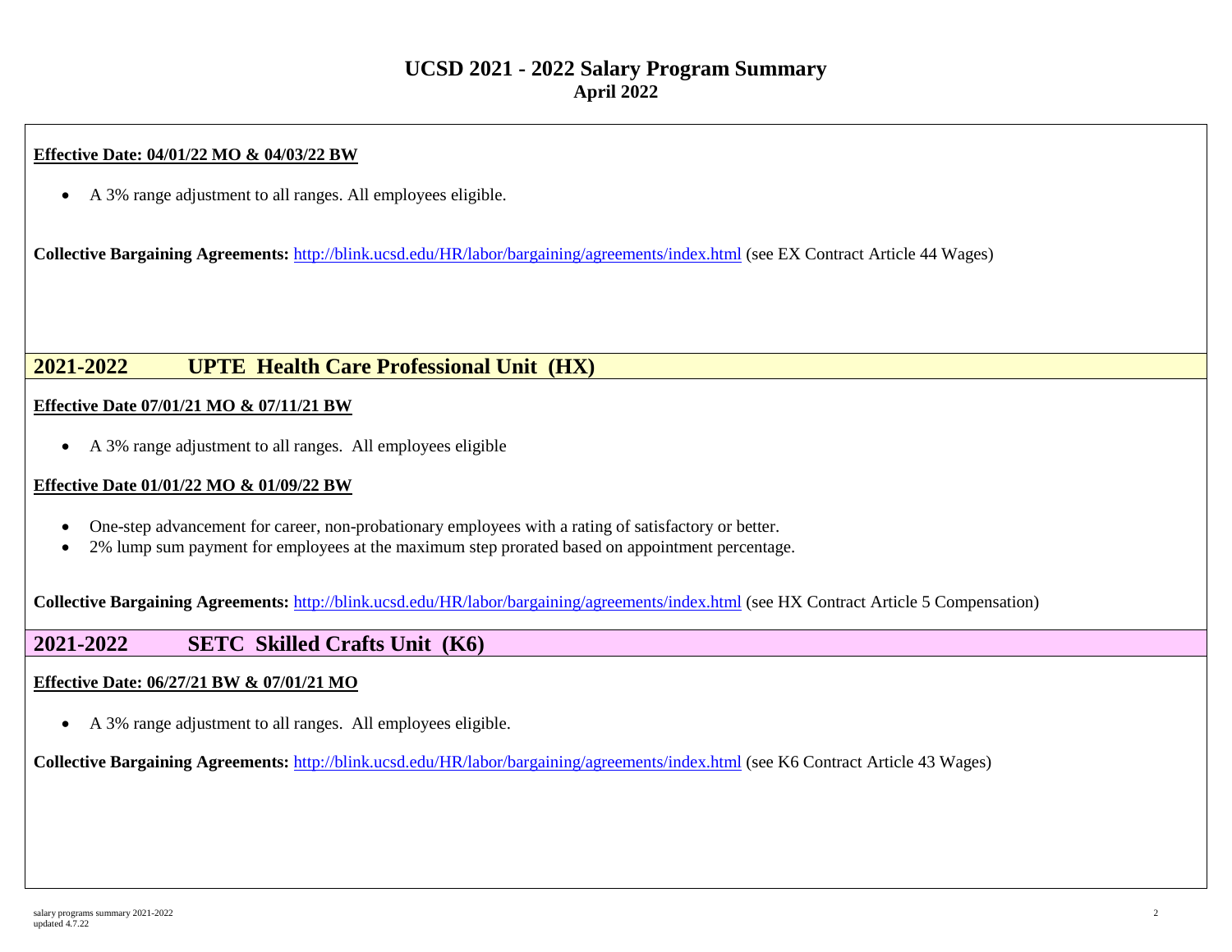**Effective Date: 04/01/22 MO & 04/03/22 BW**

- A 3% range adjustment to all ranges. All employees eligible.

**Collective Bargaining Agreements:** [http://blink.ucsd.edu/HR/labor/bargaining/agreements/index.html](http://blink.ucsd.edu/HR/labor/bargaining/agreements/index.html) (see EX Contract Article 44 Wages)

## 2021-2022 UPTE Health Care Professional Unit (HX)

**Effective Date 07/01/21 MO & 07/11/21 BW**

- A 3% range adjustment to all ranges. All employees eligible

**Effective Date 01/01/22 MO & 01/09/22 BW**

- One-step advancement for career, non-probationary employees with a rating of satisfactory or better.
- 2% lump sum payment for employees at the maximum step prorated based on appointment percentage.

**Collective Bargaining Agreements:** [http://blink.ucsd.edu/HR/labor/bargaining/agreements/index.html](http://blink.ucsd.edu/HR/labor/bargaining/agreements/index.html) (see HX Contract Article 5 Compensation)

## 2021-2022 SETC Skilled Crafts Unit (K6)

**Effective Date: 06/27/21 BW & 07/01/21 MO**

- A 3% range adjustment to all ranges. All employees eligible.

**Collective Bargaining Agreements:** [http://blink.ucsd.edu/HR/labor/bargaining/agreements/index.html](http://blink.ucsd.edu/HR/labor/bargaining/agreements/index.html) (see K6 Contract Article 43 Wages)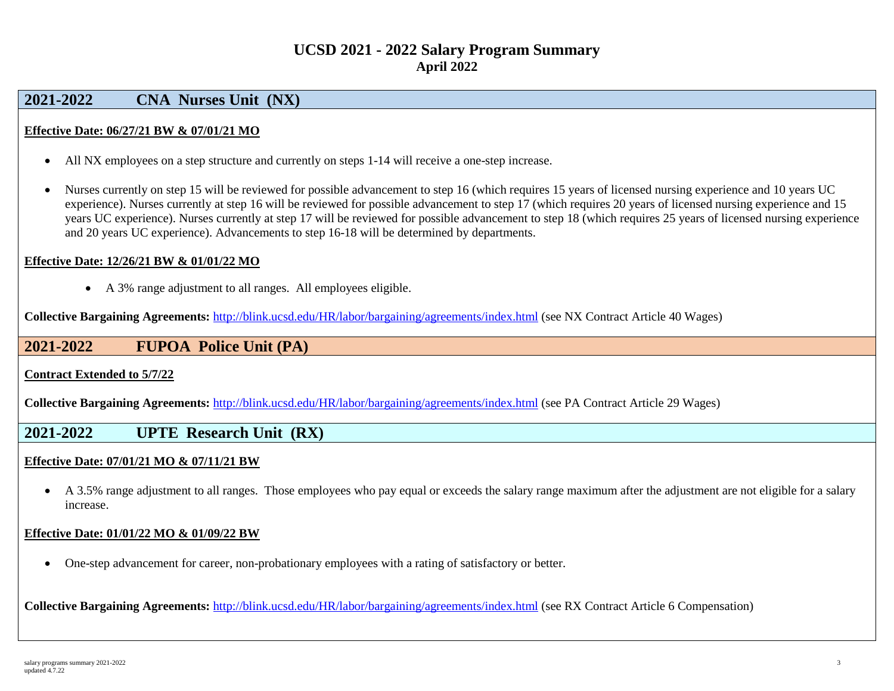# UCSD 2021 - 2022 Salary Program Summary
**April 2022**

## 2021-2022 CNA Nurses Unit (NX)

**Effective Date: 06/27/21 BW & 07/01/21 MO**

- All NX employees on a step structure and currently on steps 1-14 will receive a one-step increase.
- Nurses currently on step 15 will be reviewed for possible advancement to step 16 (which requires 15 years of licensed nursing experience and 10 years UC experience). Nurses currently at step 16 will be reviewed for possible advancement to step 17 (which requires 20 years of licensed nursing experience and 15 years UC experience). Nurses currently at step 17 will be reviewed for possible advancement to step 18 (which requires 25 years of licensed nursing experience and 20 years UC experience). Advancements to step 16-18 will be determined by departments.

**Effective Date: 12/26/21 BW & 01/01/22 MO**

- A 3% range adjustment to all ranges. All employees eligible.

**Collective Bargaining Agreements:** http://blink.ucsd.edu/HR/labor/bargaining/agreements/index.html (see NX Contract Article 40 Wages)

## 2021-2022 FUPOA Police Unit (PA)

**Contract Extended to 5/7/22**

**Collective Bargaining Agreements:** http://blink.ucsd.edu/HR/labor/bargaining/agreements/index.html (see PA Contract Article 29 Wages)

## 2021-2022 UPTE Research Unit (RX)

**Effective Date: 07/01/21 MO & 07/11/21 BW**

- A 3.5% range adjustment to all ranges. Those employees who pay equal or exceeds the salary range maximum after the adjustment are not eligible for a salary increase.

**Effective Date: 01/01/22 MO & 01/09/22 BW**

- One-step advancement for career, non-probationary employees with a rating of satisfactory or better.

**Collective Bargaining Agreements:** http://blink.ucsd.edu/HR/labor/bargaining/agreements/index.html (see RX Contract Article 6 Compensation)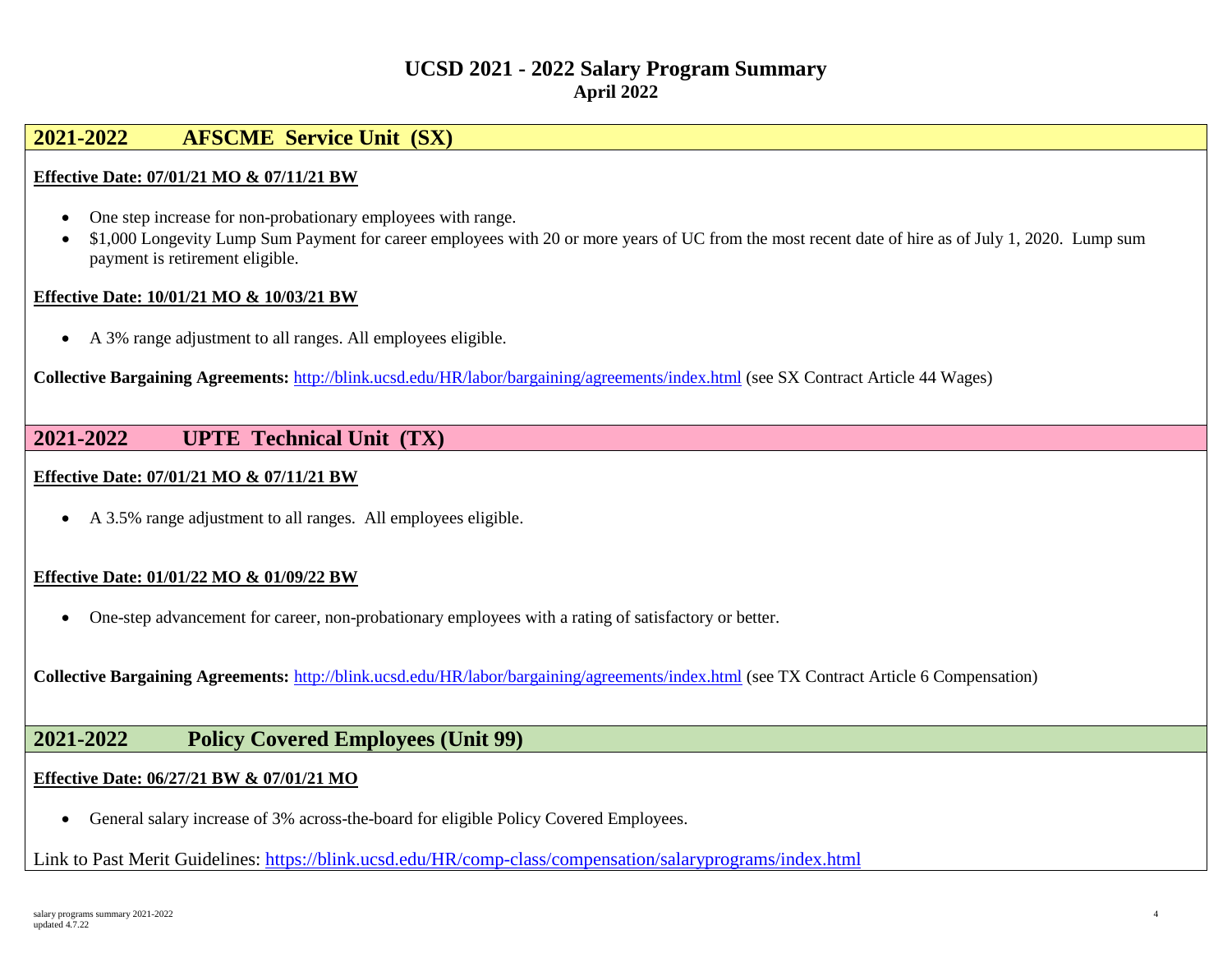# UCSD 2021 - 2022 Salary Program Summary

**April 2022**

## 2021-2022 AFSCME Service Unit (SX)

**Effective Date: 07/01/21 MO & 07/11/21 BW**

- One step increase for non-probationary employees with range.
- $1,000 Longevity Lump Sum Payment for career employees with 20 or more years of UC from the most recent date of hire as of July 1, 2020. Lump sum payment is retirement eligible.

**Effective Date: 10/01/21 MO & 10/03/21 BW**

- A 3% range adjustment to all ranges. All employees eligible.

**Collective Bargaining Agreements:** http://blink.ucsd.edu/HR/labor/bargaining/agreements/index.html (see SX Contract Article 44 Wages)

## 2021-2022 UPTE Technical Unit (TX)

**Effective Date: 07/01/21 MO & 07/11/21 BW**

- A 3.5% range adjustment to all ranges. All employees eligible.

**Effective Date: 01/01/22 MO & 01/09/22 BW**

- One-step advancement for career, non-probationary employees with a rating of satisfactory or better.

**Collective Bargaining Agreements:** http://blink.ucsd.edu/HR/labor/bargaining/agreements/index.html (see TX Contract Article 6 Compensation)

## 2021-2022 Policy Covered Employees (Unit 99)

**Effective Date: 06/27/21 BW & 07/01/21 MO**

- General salary increase of 3% across-the-board for eligible Policy Covered Employees.

Link to Past Merit Guidelines: https://blink.ucsd.edu/HR/comp-class/compensation/salaryprograms/index.html

salary programs summary 2021-2022
updated 4.7.22